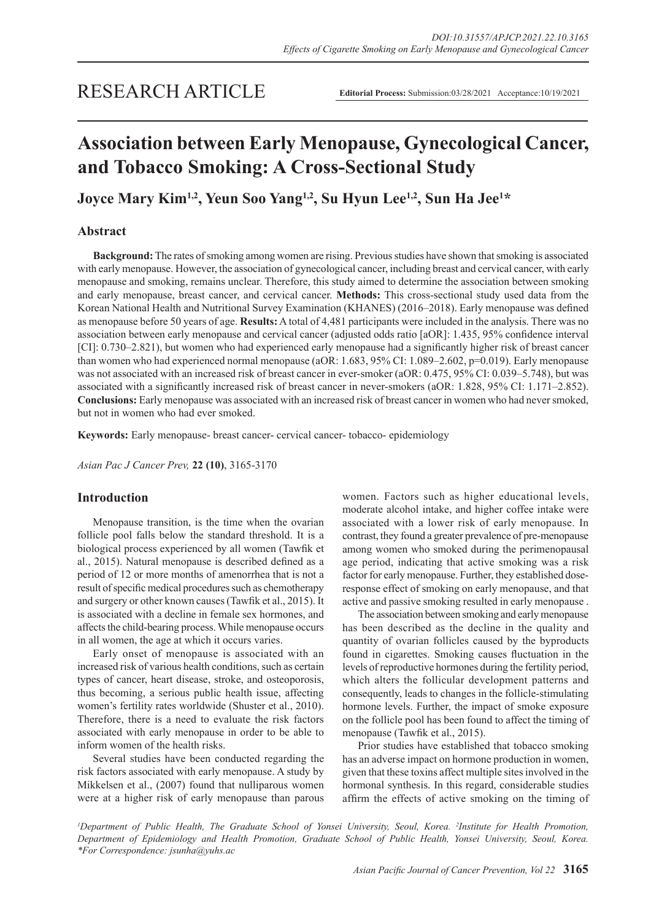RESEARCH ARTICLE

**Editorial Process:** Submission:03/28/2021 Acceptance:10/19/2021

# Association between Early Menopause, Gynecological Cancer, and Tobacco Smoking: A Cross-Sectional Study

**Joyce Mary Kim[1,2], Yeun Soo Yang[1,2], Su Hyun Lee[1,2], Sun Ha Jee[1]***

## Abstract

**Background:** The rates of smoking among women are rising. Previous studies have shown that smoking is associated with early menopause. However, the association of gynecological cancer, including breast and cervical cancer, with early menopause and smoking, remains unclear. Therefore, this study aimed to determine the association between smoking and early menopause, breast cancer, and cervical cancer. **Methods:** This cross-sectional study used data from the Korean National Health and Nutritional Survey Examination (KHANES) (2016–2018). Early menopause was defined as menopause before 50 years of age. **Results:** A total of 4,481 participants were included in the analysis. There was no association between early menopause and cervical cancer (adjusted odds ratio [aOR]: 1.435, 95% confidence interval [CI]: 0.730–2.821), but women who had experienced early menopause had a significantly higher risk of breast cancer than women who had experienced normal menopause (aOR: 1.683, 95% CI: 1.089–2.602, p=0.019). Early menopause was not associated with an increased risk of breast cancer in ever-smoker (aOR: 0.475, 95% CI: 0.039–5.748), but was associated with a significantly increased risk of breast cancer in never-smokers (aOR: 1.828, 95% CI: 1.171–2.852). **Conclusions:** Early menopause was associated with an increased risk of breast cancer in women who had never smoked, but not in women who had ever smoked.

**Keywords:** Early menopause- breast cancer- cervical cancer- tobacco- epidemiology

*Asian Pac J Cancer Prev,* **22 (10)**, 3165-3170

## Introduction

Menopause transition, is the time when the ovarian follicle pool falls below the standard threshold. It is a biological process experienced by all women (Tawfik et al., 2015). Natural menopause is described defined as a period of 12 or more months of amenorrhea that is not a result of specific medical procedures such as chemotherapy and surgery or other known causes (Tawfik et al., 2015). It is associated with a decline in female sex hormones, and affects the child-bearing process. While menopause occurs in all women, the age at which it occurs varies.

Early onset of menopause is associated with an increased risk of various health conditions, such as certain types of cancer, heart disease, stroke, and osteoporosis, thus becoming, a serious public health issue, affecting women's fertility rates worldwide (Shuster et al., 2010). Therefore, there is a need to evaluate the risk factors associated with early menopause in order to be able to inform women of the health risks.

Several studies have been conducted regarding the risk factors associated with early menopause. A study by Mikkelsen et al., (2007) found that nulliparous women were at a higher risk of early menopause than parous women. Factors such as higher educational levels, moderate alcohol intake, and higher coffee intake were associated with a lower risk of early menopause. In contrast, they found a greater prevalence of pre-menopause among women who smoked during the perimenopausal age period, indicating that active smoking was a risk factor for early menopause. Further, they established dose-response effect of smoking on early menopause, and that active and passive smoking resulted in early menopause .

The association between smoking and early menopause has been described as the decline in the quality and quantity of ovarian follicles caused by the byproducts found in cigarettes. Smoking causes fluctuation in the levels of reproductive hormones during the fertility period, which alters the follicular development patterns and consequently, leads to changes in the follicle-stimulating hormone levels. Further, the impact of smoke exposure on the follicle pool has been found to affect the timing of menopause (Tawfik et al., 2015).

Prior studies have established that tobacco smoking has an adverse impact on hormone production in women, given that these toxins affect multiple sites involved in the hormonal synthesis. In this regard, considerable studies affirm the effects of active smoking on the timing of

[1]Department of Public Health, The Graduate School of Yonsei University, Seoul, Korea. [2]Institute for Health Promotion, Department of Epidemiology and Health Promotion, Graduate School of Public Health, Yonsei University, Seoul, Korea. *For Correspondence: jsunha@yuhs.ac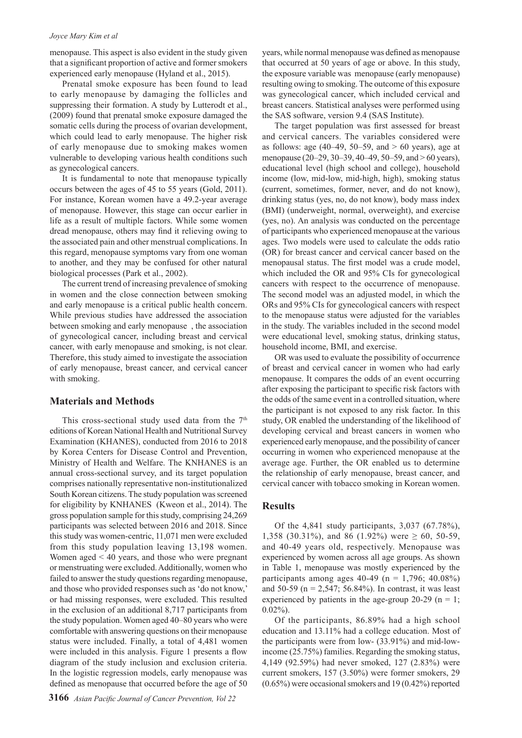menopause. This aspect is also evident in the study given that a significant proportion of active and former smokers experienced early menopause (Hyland et al., 2015).

Prenatal smoke exposure has been found to lead to early menopause by damaging the follicles and suppressing their formation. A study by Lutterodt et al., (2009) found that prenatal smoke exposure damaged the somatic cells during the process of ovarian development, which could lead to early menopause. The higher risk of early menopause due to smoking makes women vulnerable to developing various health conditions such as gynecological cancers.

It is fundamental to note that menopause typically occurs between the ages of 45 to 55 years (Gold, 2011). For instance, Korean women have a 49.2-year average of menopause. However, this stage can occur earlier in life as a result of multiple factors. While some women dread menopause, others may find it relieving owing to the associated pain and other menstrual complications. In this regard, menopause symptoms vary from one woman to another, and they may be confused for other natural biological processes (Park et al., 2002).

The current trend of increasing prevalence of smoking in women and the close connection between smoking and early menopause is a critical public health concern. While previous studies have addressed the association between smoking and early menopause , the association of gynecological cancer, including breast and cervical cancer, with early menopause and smoking, is not clear. Therefore, this study aimed to investigate the association of early menopause, breast cancer, and cervical cancer with smoking.

## Materials and Methods

This cross-sectional study used data from the 7th editions of Korean National Health and Nutritional Survey Examination (KHANES), conducted from 2016 to 2018 by Korea Centers for Disease Control and Prevention, Ministry of Health and Welfare. The KNHANES is an annual cross-sectional survey, and its target population comprises nationally representative non-institutionalized South Korean citizens. The study population was screened for eligibility by KNHANES (Kweon et al., 2014). The gross population sample for this study, comprising 24,269 participants was selected between 2016 and 2018. Since this study was women-centric, 11,071 men were excluded from this study population leaving 13,198 women. Women aged < 40 years, and those who were pregnant or menstruating were excluded. Additionally, women who failed to answer the study questions regarding menopause, and those who provided responses such as 'do not know,' or had missing responses, were excluded. This resulted in the exclusion of an additional 8,717 participants from the study population. Women aged 40–80 years who were comfortable with answering questions on their menopause status were included. Finally, a total of 4,481 women were included in this analysis. Figure 1 presents a flow diagram of the study inclusion and exclusion criteria. In the logistic regression models, early menopause was defined as menopause that occurred before the age of 50 years, while normal menopause was defined as menopause that occurred at 50 years of age or above. In this study, the exposure variable was menopause (early menopause) resulting owing to smoking. The outcome of this exposure was gynecological cancer, which included cervical and breast cancers. Statistical analyses were performed using the SAS software, version 9.4 (SAS Institute).

The target population was first assessed for breast and cervical cancers. The variables considered were as follows: age (40–49, 50–59, and > 60 years), age at menopause (20–29, 30–39, 40–49, 50–59, and > 60 years), educational level (high school and college), household income (low, mid-low, mid-high, high), smoking status (current, sometimes, former, never, and do not know), drinking status (yes, no, do not know), body mass index (BMI) (underweight, normal, overweight), and exercise (yes, no). An analysis was conducted on the percentage of participants who experienced menopause at the various ages. Two models were used to calculate the odds ratio (OR) for breast cancer and cervical cancer based on the menopausal status. The first model was a crude model, which included the OR and 95% CIs for gynecological cancers with respect to the occurrence of menopause. The second model was an adjusted model, in which the ORs and 95% CIs for gynecological cancers with respect to the menopause status were adjusted for the variables in the study. The variables included in the second model were educational level, smoking status, drinking status, household income, BMI, and exercise.

OR was used to evaluate the possibility of occurrence of breast and cervical cancer in women who had early menopause. It compares the odds of an event occurring after exposing the participant to specific risk factors with the odds of the same event in a controlled situation, where the participant is not exposed to any risk factor. In this study, OR enabled the understanding of the likelihood of developing cervical and breast cancers in women who experienced early menopause, and the possibility of cancer occurring in women who experienced menopause at the average age. Further, the OR enabled us to determine the relationship of early menopause, breast cancer, and cervical cancer with tobacco smoking in Korean women.

## Results

Of the 4,841 study participants, 3,037 (67.78%), 1,358 (30.31%), and 86 (1.92%) were ≥ 60, 50-59, and 40-49 years old, respectively. Menopause was experienced by women across all age groups. As shown in Table 1, menopause was mostly experienced by the participants among ages 40-49 (n = 1,796; 40.08%) and 50-59 (n = 2,547; 56.84%). In contrast, it was least experienced by patients in the age-group 20-29 (n = 1; 0.02%).

Of the participants, 86.89% had a high school education and 13.11% had a college education. Most of the participants were from low- (33.91%) and mid-low-income (25.75%) families. Regarding the smoking status, 4,149 (92.59%) had never smoked, 127 (2.83%) were current smokers, 157 (3.50%) were former smokers, 29 (0.65%) were occasional smokers and 19 (0.42%) reported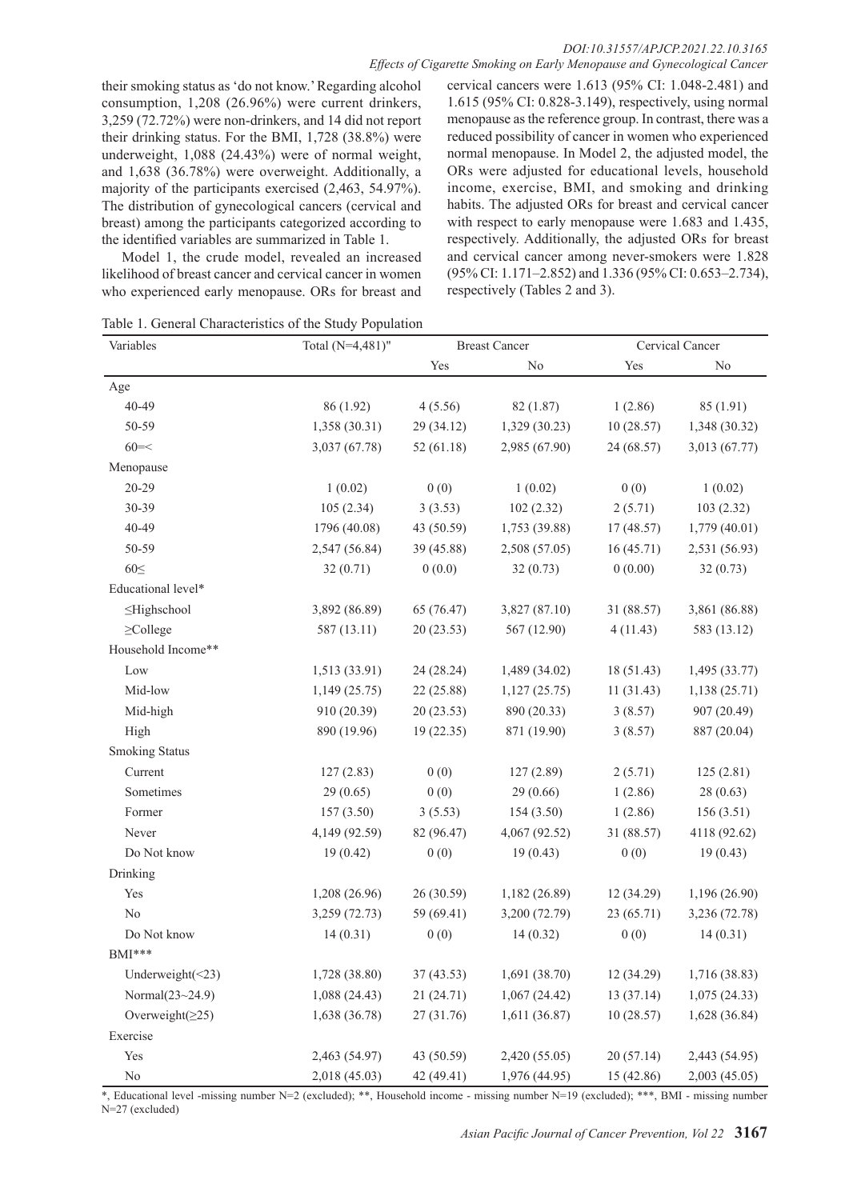their smoking status as 'do not know.' Regarding alcohol consumption, 1,208 (26.96%) were current drinkers, 3,259 (72.72%) were non-drinkers, and 14 did not report their drinking status. For the BMI, 1,728 (38.8%) were underweight, 1,088 (24.43%) were of normal weight, and 1,638 (36.78%) were overweight. Additionally, a majority of the participants exercised (2,463, 54.97%). The distribution of gynecological cancers (cervical and breast) among the participants categorized according to the identified variables are summarized in Table 1.

Model 1, the crude model, revealed an increased likelihood of breast cancer and cervical cancer in women who experienced early menopause. ORs for breast and cervical cancers were 1.613 (95% CI: 1.048-2.481) and 1.615 (95% CI: 0.828-3.149), respectively, using normal menopause as the reference group. In contrast, there was a reduced possibility of cancer in women who experienced normal menopause. In Model 2, the adjusted model, the ORs were adjusted for educational levels, household income, exercise, BMI, and smoking and drinking habits. The adjusted ORs for breast and cervical cancer with respect to early menopause were 1.683 and 1.435, respectively. Additionally, the adjusted ORs for breast and cervical cancer among never-smokers were 1.828 (95% CI: 1.171–2.852) and 1.336 (95% CI: 0.653–2.734), respectively (Tables 2 and 3).

Table 1. General Characteristics of the Study Population

| Variables | Total (N=4,481)" | Breast Cancer | | Cervical Cancer | |
|---|---|---|---|---|---|
| | | Yes | No | Yes | No |
| Age | | | | | |
| 40-49 | 86 (1.92) | 4 (5.56) | 82 (1.87) | 1 (2.86) | 85 (1.91) |
| 50-59 | 1,358 (30.31) | 29 (34.12) | 1,329 (30.23) | 10 (28.57) | 1,348 (30.32) |
| 60=< | 3,037 (67.78) | 52 (61.18) | 2,985 (67.90) | 24 (68.57) | 3,013 (67.77) |
| Menopause | | | | | |
| 20-29 | 1 (0.02) | 0 (0) | 1 (0.02) | 0 (0) | 1 (0.02) |
| 30-39 | 105 (2.34) | 3 (3.53) | 102 (2.32) | 2 (5.71) | 103 (2.32) |
| 40-49 | 1796 (40.08) | 43 (50.59) | 1,753 (39.88) | 17 (48.57) | 1,779 (40.01) |
| 50-59 | 2,547 (56.84) | 39 (45.88) | 2,508 (57.05) | 16 (45.71) | 2,531 (56.93) |
| 60≤ | 32 (0.71) | 0 (0.0) | 32 (0.73) | 0 (0.00) | 32 (0.73) |
| Educational level* | | | | | |
| ≤Highschool | 3,892 (86.89) | 65 (76.47) | 3,827 (87.10) | 31 (88.57) | 3,861 (86.88) |
| ≥College | 587 (13.11) | 20 (23.53) | 567 (12.90) | 4 (11.43) | 583 (13.12) |
| Household Income** | | | | | |
| Low | 1,513 (33.91) | 24 (28.24) | 1,489 (34.02) | 18 (51.43) | 1,495 (33.77) |
| Mid-low | 1,149 (25.75) | 22 (25.88) | 1,127 (25.75) | 11 (31.43) | 1,138 (25.71) |
| Mid-high | 910 (20.39) | 20 (23.53) | 890 (20.33) | 3 (8.57) | 907 (20.49) |
| High | 890 (19.96) | 19 (22.35) | 871 (19.90) | 3 (8.57) | 887 (20.04) |
| Smoking Status | | | | | |
| Current | 127 (2.83) | 0 (0) | 127 (2.89) | 2 (5.71) | 125 (2.81) |
| Sometimes | 29 (0.65) | 0 (0) | 29 (0.66) | 1 (2.86) | 28 (0.63) |
| Former | 157 (3.50) | 3 (5.53) | 154 (3.50) | 1 (2.86) | 156 (3.51) |
| Never | 4,149 (92.59) | 82 (96.47) | 4,067 (92.52) | 31 (88.57) | 4118 (92.62) |
| Do Not know | 19 (0.42) | 0 (0) | 19 (0.43) | 0 (0) | 19 (0.43) |
| Drinking | | | | | |
| Yes | 1,208 (26.96) | 26 (30.59) | 1,182 (26.89) | 12 (34.29) | 1,196 (26.90) |
| No | 3,259 (72.73) | 59 (69.41) | 3,200 (72.79) | 23 (65.71) | 3,236 (72.78) |
| Do Not know | 14 (0.31) | 0 (0) | 14 (0.32) | 0 (0) | 14 (0.31) |
| BMI*** | | | | | |
| Underweight(<23) | 1,728 (38.80) | 37 (43.53) | 1,691 (38.70) | 12 (34.29) | 1,716 (38.83) |
| Normal(23~24.9) | 1,088 (24.43) | 21 (24.71) | 1,067 (24.42) | 13 (37.14) | 1,075 (24.33) |
| Overweight(≥25) | 1,638 (36.78) | 27 (31.76) | 1,611 (36.87) | 10 (28.57) | 1,628 (36.84) |
| Exercise | | | | | |
| Yes | 2,463 (54.97) | 43 (50.59) | 2,420 (55.05) | 20 (57.14) | 2,443 (54.95) |
| No | 2,018 (45.03) | 42 (49.41) | 1,976 (44.95) | 15 (42.86) | 2,003 (45.05) |

*, Educational level -missing number N=2 (excluded); **, Household income - missing number N=19 (excluded); ***, BMI - missing number N=27 (excluded)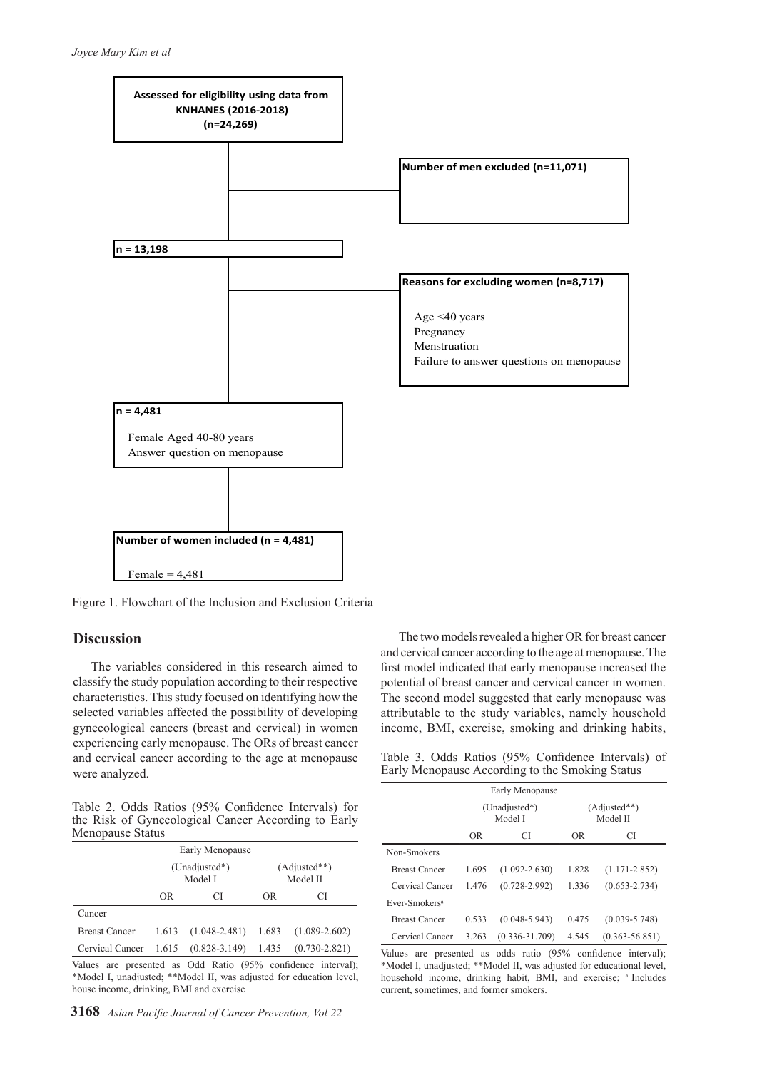Assessed for eligibility using data from KNHANES (2016-2018) (n=24,269)

Number of men excluded (n=11,071)

n = 13,198

Reasons for excluding women (n=8,717)

Age <40 years
Pregnancy
Menstruation
Failure to answer questions on menopause

n = 4,481

Female Aged 40-80 years
Answer question on menopause

Number of women included (n = 4,481)

Female = 4,481

Figure 1. Flowchart of the Inclusion and Exclusion Criteria

## Discussion

The variables considered in this research aimed to classify the study population according to their respective characteristics. This study focused on identifying how the selected variables affected the possibility of developing gynecological cancers (breast and cervical) in women experiencing early menopause. The ORs of breast cancer and cervical cancer according to the age at menopause were analyzed.

Table 2. Odds Ratios (95% Confidence Intervals) for the Risk of Gynecological Cancer According to Early Menopause Status

| | Early Menopause | | | |
|---|---|---|---|---|
| | (Unadjusted*) Model I | | (Adjusted**) Model II | |
| | OR | CI | OR | CI |
| Cancer | | | | |
| Breast Cancer | 1.613 | (1.048-2.481) | 1.683 | (1.089-2.602) |
| Cervical Cancer | 1.615 | (0.828-3.149) | 1.435 | (0.730-2.821) |

Values are presented as Odd Ratio (95% confidence interval); *Model I, unadjusted; **Model II, was adjusted for education level, house income, drinking, BMI and exercise

The two models revealed a higher OR for breast cancer and cervical cancer according to the age at menopause. The first model indicated that early menopause increased the potential of breast cancer and cervical cancer in women. The second model suggested that early menopause was attributable to the study variables, namely household income, BMI, exercise, smoking and drinking habits,

Table 3. Odds Ratios (95% Confidence Intervals) of Early Menopause According to the Smoking Status

| | Early Menopause | | | |
|---|---|---|---|---|
| | (Unadjusted*) Model I | | (Adjusted**) Model II | |
| | OR | CI | OR | CI |
| Non-Smokers | | | | |
| Breast Cancer | 1.695 | (1.092-2.630) | 1.828 | (1.171-2.852) |
| Cervical Cancer | 1.476 | (0.728-2.992) | 1.336 | (0.653-2.734) |
| Ever-Smokers[a] | | | | |
| Breast Cancer | 0.533 | (0.048-5.943) | 0.475 | (0.039-5.748) |
| Cervical Cancer | 3.263 | (0.336-31.709) | 4.545 | (0.363-56.851) |

Values are presented as odds ratio (95% confidence interval); *Model I, unadjusted; **Model II, was adjusted for educational level, household income, drinking habit, BMI, and exercise; [a] Includes current, sometimes, and former smokers.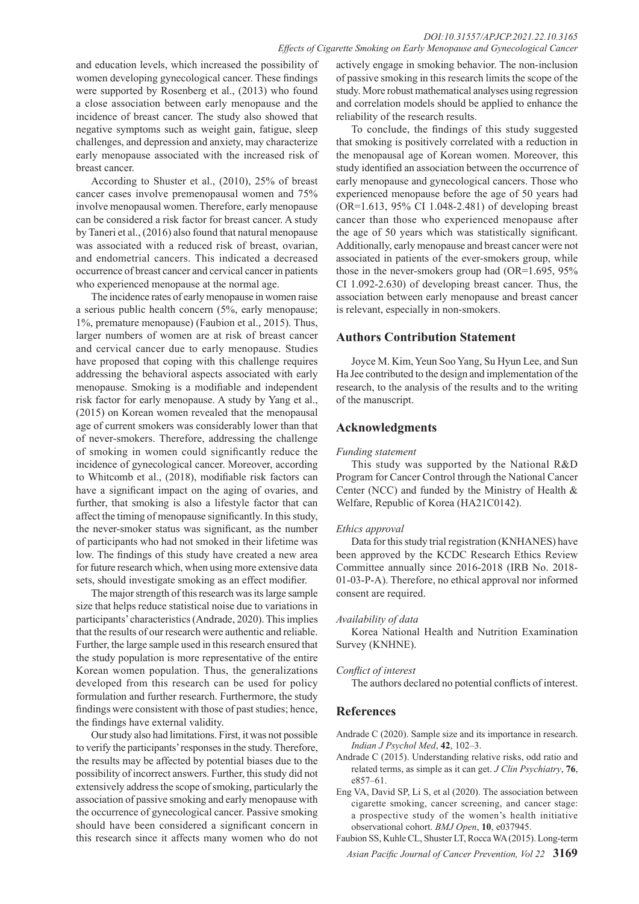and education levels, which increased the possibility of women developing gynecological cancer. These findings were supported by Rosenberg et al., (2013) who found a close association between early menopause and the incidence of breast cancer. The study also showed that negative symptoms such as weight gain, fatigue, sleep challenges, and depression and anxiety, may characterize early menopause associated with the increased risk of breast cancer.

According to Shuster et al., (2010), 25% of breast cancer cases involve premenopausal women and 75% involve menopausal women. Therefore, early menopause can be considered a risk factor for breast cancer. A study by Taneri et al., (2016) also found that natural menopause was associated with a reduced risk of breast, ovarian, and endometrial cancers. This indicated a decreased occurrence of breast cancer and cervical cancer in patients who experienced menopause at the normal age.

The incidence rates of early menopause in women raise a serious public health concern (5%, early menopause; 1%, premature menopause) (Faubion et al., 2015). Thus, larger numbers of women are at risk of breast cancer and cervical cancer due to early menopause. Studies have proposed that coping with this challenge requires addressing the behavioral aspects associated with early menopause. Smoking is a modifiable and independent risk factor for early menopause. A study by Yang et al., (2015) on Korean women revealed that the menopausal age of current smokers was considerably lower than that of never-smokers. Therefore, addressing the challenge of smoking in women could significantly reduce the incidence of gynecological cancer. Moreover, according to Whitcomb et al., (2018), modifiable risk factors can have a significant impact on the aging of ovaries, and further, that smoking is also a lifestyle factor that can affect the timing of menopause significantly. In this study, the never-smoker status was significant, as the number of participants who had not smoked in their lifetime was low. The findings of this study have created a new area for future research which, when using more extensive data sets, should investigate smoking as an effect modifier.

The major strength of this research was its large sample size that helps reduce statistical noise due to variations in participants' characteristics (Andrade, 2020). This implies that the results of our research were authentic and reliable. Further, the large sample used in this research ensured that the study population is more representative of the entire Korean women population. Thus, the generalizations developed from this research can be used for policy formulation and further research. Furthermore, the study findings were consistent with those of past studies; hence, the findings have external validity.

Our study also had limitations. First, it was not possible to verify the participants' responses in the study. Therefore, the results may be affected by potential biases due to the possibility of incorrect answers. Further, this study did not extensively address the scope of smoking, particularly the association of passive smoking and early menopause with the occurrence of gynecological cancer. Passive smoking should have been considered a significant concern in this research since it affects many women who do not actively engage in smoking behavior. The non-inclusion of passive smoking in this research limits the scope of the study. More robust mathematical analyses using regression and correlation models should be applied to enhance the reliability of the research results.

To conclude, the findings of this study suggested that smoking is positively correlated with a reduction in the menopausal age of Korean women. Moreover, this study identified an association between the occurrence of early menopause and gynecological cancers. Those who experienced menopause before the age of 50 years had (OR=1.613, 95% CI 1.048-2.481) of developing breast cancer than those who experienced menopause after the age of 50 years which was statistically significant. Additionally, early menopause and breast cancer were not associated in patients of the ever-smokers group, while those in the never-smokers group had (OR=1.695, 95% CI 1.092-2.630) of developing breast cancer. Thus, the association between early menopause and breast cancer is relevant, especially in non-smokers.

## Authors Contribution Statement

Joyce M. Kim, Yeun Soo Yang, Su Hyun Lee, and Sun Ha Jee contributed to the design and implementation of the research, to the analysis of the results and to the writing of the manuscript.

## Acknowledgments

*Funding statement*

This study was supported by the National R&D Program for Cancer Control through the National Cancer Center (NCC) and funded by the Ministry of Health & Welfare, Republic of Korea (HA21C0142).

*Ethics approval*

Data for this study trial registration (KNHANES) have been approved by the KCDC Research Ethics Review Committee annually since 2016-2018 (IRB No. 2018-01-03-P-A). Therefore, no ethical approval nor informed consent are required.

*Availability of data*

Korea National Health and Nutrition Examination Survey (KNHNE).

*Conflict of interest*

The authors declared no potential conflicts of interest.

## References

Andrade C (2020). Sample size and its importance in research. *Indian J Psychol Med*, **42**, 102–3.

Andrade C (2015). Understanding relative risks, odd ratio and related terms, as simple as it can get. *J Clin Psychiatry*, **76**, e857–61.

Eng VA, David SP, Li S, et al (2020). The association between cigarette smoking, cancer screening, and cancer stage: a prospective study of the women's health initiative observational cohort. *BMJ Open*, **10**, e037945.

Faubion SS, Kuhle CL, Shuster LT, Rocca WA (2015). Long-term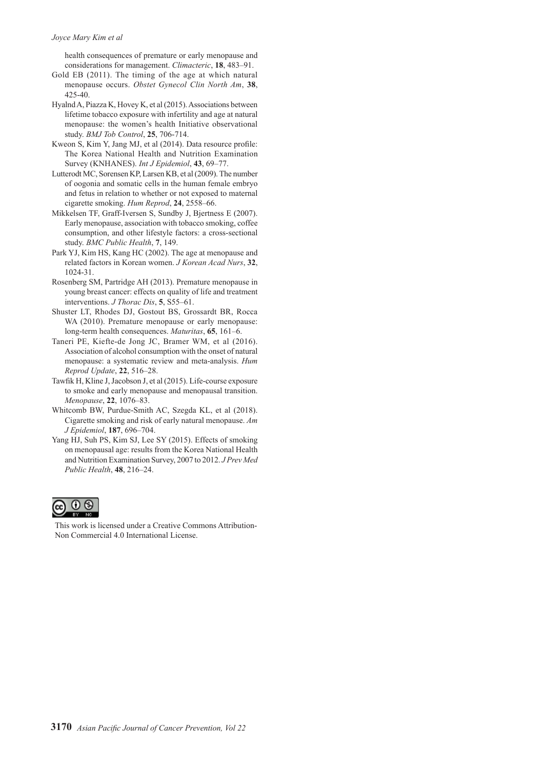health consequences of premature or early menopause and considerations for management. *Climacteric*, **18**, 483–91.

Gold EB (2011). The timing of the age at which natural menopause occurs. *Obstet Gynecol Clin North Am*, **38**, 425-40.

Hyalnd A, Piazza K, Hovey K, et al (2015). Associations between lifetime tobacco exposure with infertility and age at natural menopause: the women's health Initiative observational study. *BMJ Tob Control*, **25**, 706-714.

Kweon S, Kim Y, Jang MJ, et al (2014). Data resource profile: The Korea National Health and Nutrition Examination Survey (KNHANES). *Int J Epidemiol*, **43**, 69–77.

Lutterodt MC, Sorensen KP, Larsen KB, et al (2009). The number of oogonia and somatic cells in the human female embryo and fetus in relation to whether or not exposed to maternal cigarette smoking. *Hum Reprod*, **24**, 2558–66.

Mikkelsen TF, Graff-Iversen S, Sundby J, Bjertness E (2007). Early menopause, association with tobacco smoking, coffee consumption, and other lifestyle factors: a cross-sectional study. *BMC Public Health*, **7**, 149.

Park YJ, Kim HS, Kang HC (2002). The age at menopause and related factors in Korean women. *J Korean Acad Nurs*, **32**, 1024-31.

Rosenberg SM, Partridge AH (2013). Premature menopause in young breast cancer: effects on quality of life and treatment interventions. *J Thorac Dis*, **5**, S55–61.

Shuster LT, Rhodes DJ, Gostout BS, Grossardt BR, Rocca WA (2010). Premature menopause or early menopause: long-term health consequences. *Maturitas*, **65**, 161–6.

Taneri PE, Kiefte-de Jong JC, Bramer WM, et al (2016). Association of alcohol consumption with the onset of natural menopause: a systematic review and meta-analysis. *Hum Reprod Update*, **22**, 516–28.

Tawfik H, Kline J, Jacobson J, et al (2015). Life-course exposure to smoke and early menopause and menopausal transition. *Menopause*, **22**, 1076–83.

Whitcomb BW, Purdue-Smith AC, Szegda KL, et al (2018). Cigarette smoking and risk of early natural menopause. *Am J Epidemiol*, **187**, 696–704.

Yang HJ, Suh PS, Kim SJ, Lee SY (2015). Effects of smoking on menopausal age: results from the Korea National Health and Nutrition Examination Survey, 2007 to 2012. *J Prev Med Public Health*, **48**, 216–24.

This work is licensed under a Creative Commons Attribution-Non Commercial 4.0 International License.